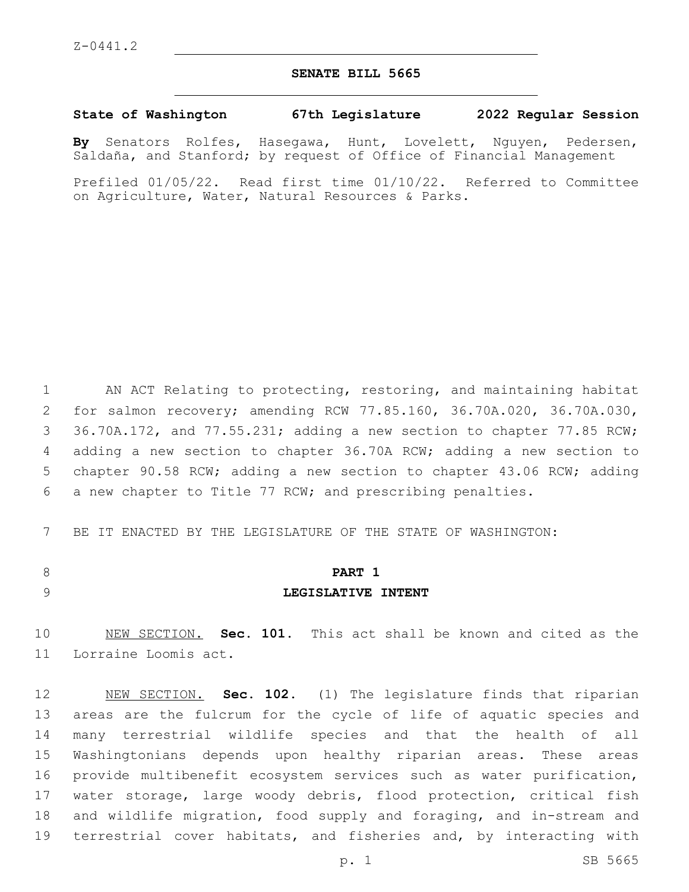Z-0441.2

# SENATE BILL 5665

**State of Washington 67th Legislature 2022 Regular Session**

**By** Senators Rolfes, Hasegawa, Hunt, Lovelett, Nguyen, Pedersen, Saldaña, and Stanford; by request of Office of Financial Management

Prefiled 01/05/22. Read first time 01/10/22. Referred to Committee on Agriculture, Water, Natural Resources & Parks.

AN ACT Relating to protecting, restoring, and maintaining habitat for salmon recovery; amending RCW 77.85.160, 36.70A.020, 36.70A.030, 36.70A.172, and 77.55.231; adding a new section to chapter 77.85 RCW; adding a new section to chapter 36.70A RCW; adding a new section to chapter 90.58 RCW; adding a new section to chapter 43.06 RCW; adding a new chapter to Title 77 RCW; and prescribing penalties.

BE IT ENACTED BY THE LEGISLATURE OF THE STATE OF WASHINGTON:

## PART 1
## LEGISLATIVE INTENT

NEW SECTION. **Sec. 101.** This act shall be known and cited as the Lorraine Loomis act.

NEW SECTION. **Sec. 102.** (1) The legislature finds that riparian areas are the fulcrum for the cycle of life of aquatic species and many terrestrial wildlife species and that the health of all Washingtonians depends upon healthy riparian areas. These areas provide multibenefit ecosystem services such as water purification, water storage, large woody debris, flood protection, critical fish and wildlife migration, food supply and foraging, and in-stream and terrestrial cover habitats, and fisheries and, by interacting with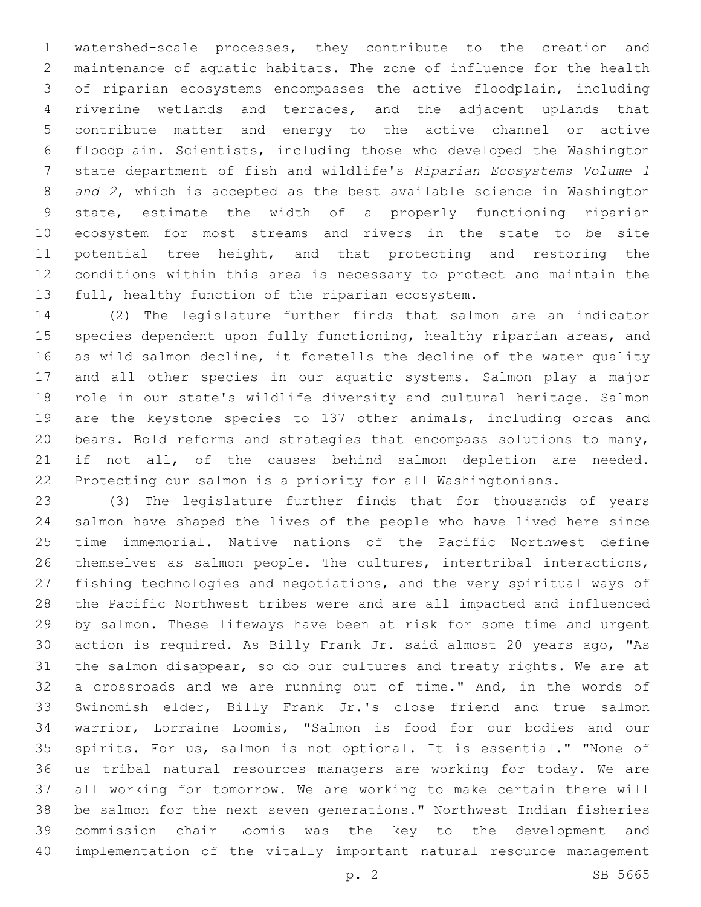watershed-scale processes, they contribute to the creation and maintenance of aquatic habitats. The zone of influence for the health of riparian ecosystems encompasses the active floodplain, including riverine wetlands and terraces, and the adjacent uplands that contribute matter and energy to the active channel or active floodplain. Scientists, including those who developed the Washington state department of fish and wildlife's *Riparian Ecosystems Volume 1 and 2*, which is accepted as the best available science in Washington state, estimate the width of a properly functioning riparian ecosystem for most streams and rivers in the state to be site potential tree height, and that protecting and restoring the conditions within this area is necessary to protect and maintain the full, healthy function of the riparian ecosystem.

(2) The legislature further finds that salmon are an indicator species dependent upon fully functioning, healthy riparian areas, and as wild salmon decline, it foretells the decline of the water quality and all other species in our aquatic systems. Salmon play a major role in our state's wildlife diversity and cultural heritage. Salmon are the keystone species to 137 other animals, including orcas and bears. Bold reforms and strategies that encompass solutions to many, if not all, of the causes behind salmon depletion are needed. Protecting our salmon is a priority for all Washingtonians.

(3) The legislature further finds that for thousands of years salmon have shaped the lives of the people who have lived here since time immemorial. Native nations of the Pacific Northwest define themselves as salmon people. The cultures, intertribal interactions, fishing technologies and negotiations, and the very spiritual ways of the Pacific Northwest tribes were and are all impacted and influenced by salmon. These lifeways have been at risk for some time and urgent action is required. As Billy Frank Jr. said almost 20 years ago, "As the salmon disappear, so do our cultures and treaty rights. We are at a crossroads and we are running out of time." And, in the words of Swinomish elder, Billy Frank Jr.'s close friend and true salmon warrior, Lorraine Loomis, "Salmon is food for our bodies and our spirits. For us, salmon is not optional. It is essential." "None of us tribal natural resources managers are working for today. We are all working for tomorrow. We are working to make certain there will be salmon for the next seven generations." Northwest Indian fisheries commission chair Loomis was the key to the development and implementation of the vitally important natural resource management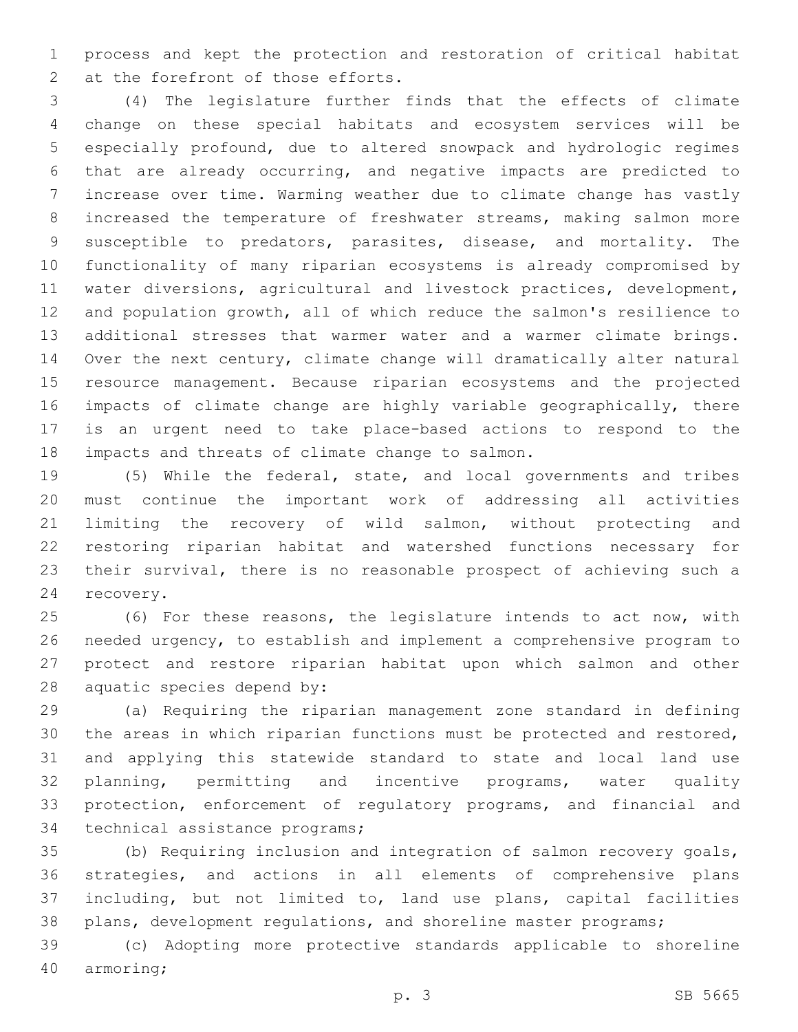process and kept the protection and restoration of critical habitat at the forefront of those efforts.

(4) The legislature further finds that the effects of climate change on these special habitats and ecosystem services will be especially profound, due to altered snowpack and hydrologic regimes that are already occurring, and negative impacts are predicted to increase over time. Warming weather due to climate change has vastly increased the temperature of freshwater streams, making salmon more susceptible to predators, parasites, disease, and mortality. The functionality of many riparian ecosystems is already compromised by water diversions, agricultural and livestock practices, development, and population growth, all of which reduce the salmon's resilience to additional stresses that warmer water and a warmer climate brings. Over the next century, climate change will dramatically alter natural resource management. Because riparian ecosystems and the projected impacts of climate change are highly variable geographically, there is an urgent need to take place-based actions to respond to the impacts and threats of climate change to salmon.

(5) While the federal, state, and local governments and tribes must continue the important work of addressing all activities limiting the recovery of wild salmon, without protecting and restoring riparian habitat and watershed functions necessary for their survival, there is no reasonable prospect of achieving such a recovery.

(6) For these reasons, the legislature intends to act now, with needed urgency, to establish and implement a comprehensive program to protect and restore riparian habitat upon which salmon and other aquatic species depend by:

(a) Requiring the riparian management zone standard in defining the areas in which riparian functions must be protected and restored, and applying this statewide standard to state and local land use planning, permitting and incentive programs, water quality protection, enforcement of regulatory programs, and financial and technical assistance programs;

(b) Requiring inclusion and integration of salmon recovery goals, strategies, and actions in all elements of comprehensive plans including, but not limited to, land use plans, capital facilities plans, development regulations, and shoreline master programs;

(c) Adopting more protective standards applicable to shoreline armoring;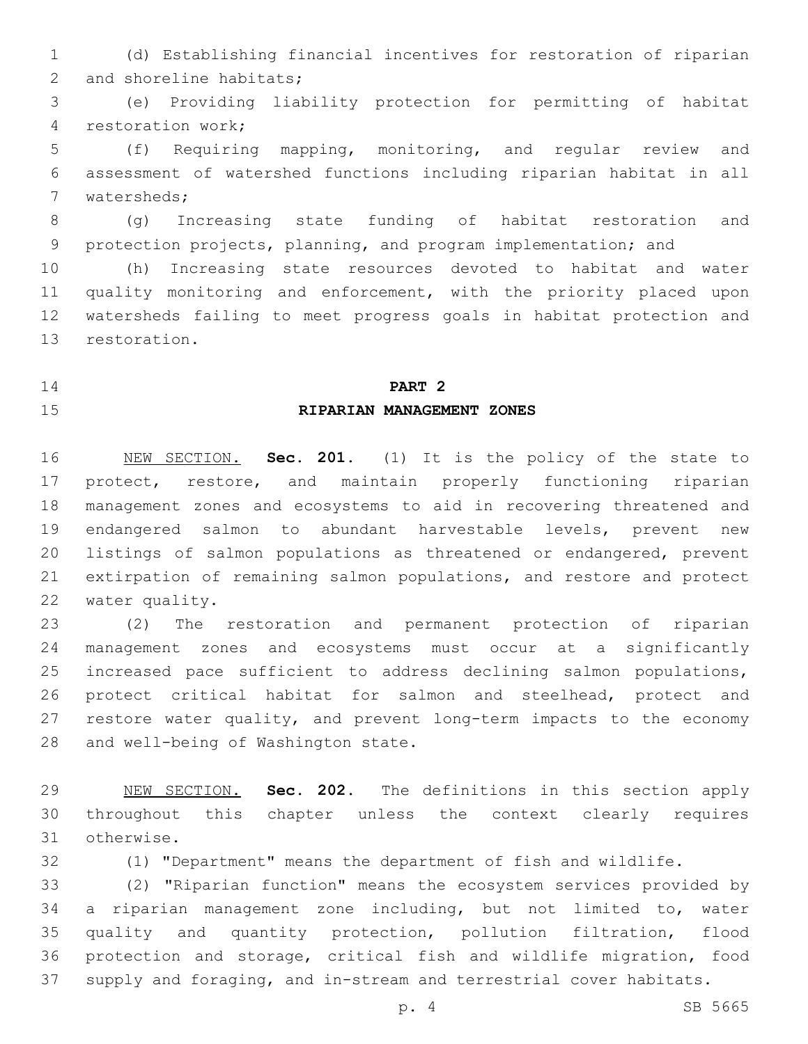(d) Establishing financial incentives for restoration of riparian and shoreline habitats;

(e) Providing liability protection for permitting of habitat restoration work;

(f) Requiring mapping, monitoring, and regular review and assessment of watershed functions including riparian habitat in all watersheds;

(g) Increasing state funding of habitat restoration and protection projects, planning, and program implementation; and

(h) Increasing state resources devoted to habitat and water quality monitoring and enforcement, with the priority placed upon watersheds failing to meet progress goals in habitat protection and restoration.

## PART 2
## RIPARIAN MANAGEMENT ZONES

NEW SECTION. **Sec. 201.** (1) It is the policy of the state to protect, restore, and maintain properly functioning riparian management zones and ecosystems to aid in recovering threatened and endangered salmon to abundant harvestable levels, prevent new listings of salmon populations as threatened or endangered, prevent extirpation of remaining salmon populations, and restore and protect water quality.

(2) The restoration and permanent protection of riparian management zones and ecosystems must occur at a significantly increased pace sufficient to address declining salmon populations, protect critical habitat for salmon and steelhead, protect and restore water quality, and prevent long-term impacts to the economy and well-being of Washington state.

NEW SECTION. **Sec. 202.** The definitions in this section apply throughout this chapter unless the context clearly requires otherwise.

(1) "Department" means the department of fish and wildlife.

(2) "Riparian function" means the ecosystem services provided by a riparian management zone including, but not limited to, water quality and quantity protection, pollution filtration, flood protection and storage, critical fish and wildlife migration, food supply and foraging, and in-stream and terrestrial cover habitats.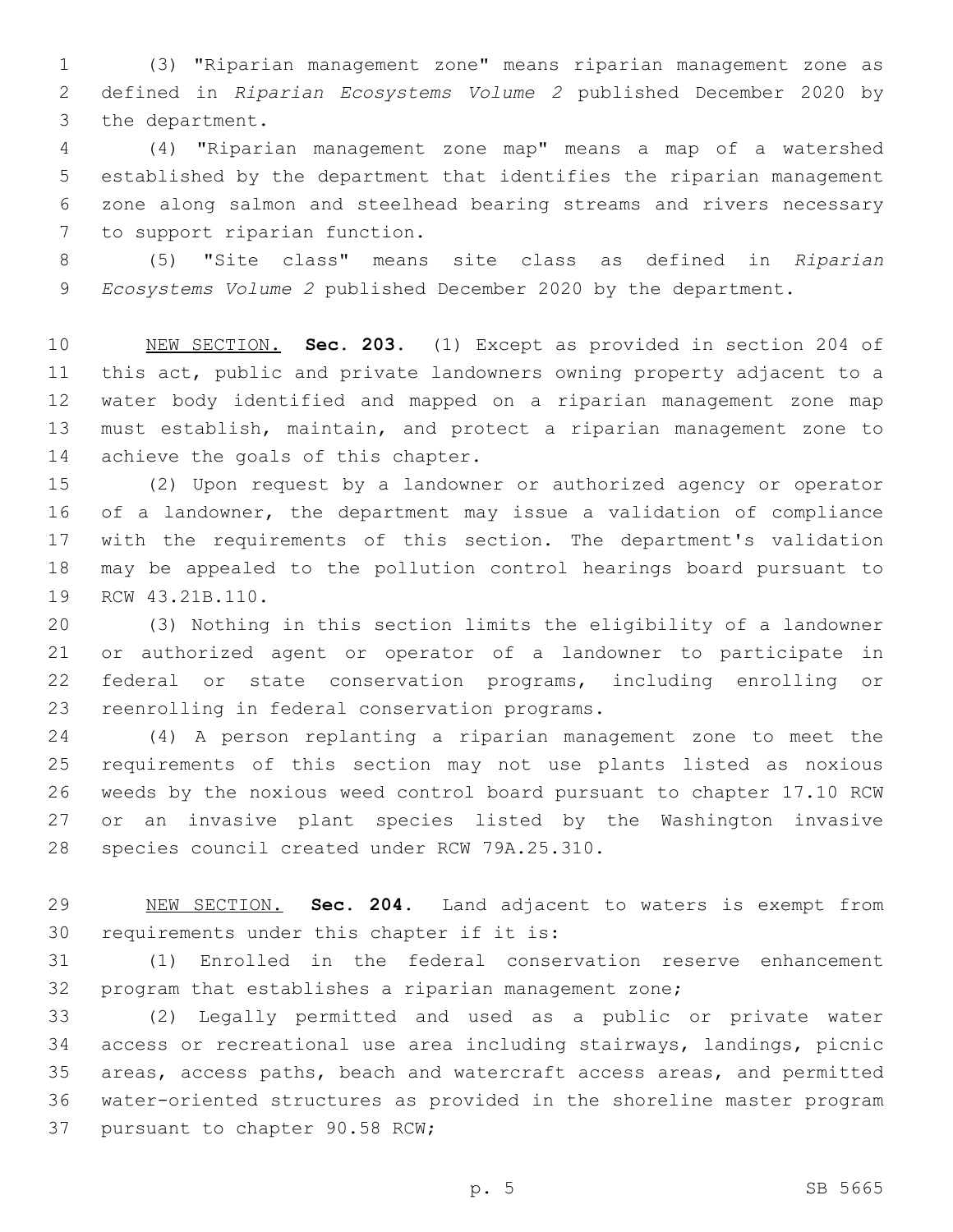(3) "Riparian management zone" means riparian management zone as defined in *Riparian Ecosystems Volume 2* published December 2020 by the department.

(4) "Riparian management zone map" means a map of a watershed established by the department that identifies the riparian management zone along salmon and steelhead bearing streams and rivers necessary to support riparian function.

(5) "Site class" means site class as defined in *Riparian Ecosystems Volume 2* published December 2020 by the department.

NEW SECTION. **Sec. 203.** (1) Except as provided in section 204 of this act, public and private landowners owning property adjacent to a water body identified and mapped on a riparian management zone map must establish, maintain, and protect a riparian management zone to achieve the goals of this chapter.

(2) Upon request by a landowner or authorized agency or operator of a landowner, the department may issue a validation of compliance with the requirements of this section. The department's validation may be appealed to the pollution control hearings board pursuant to RCW 43.21B.110.

(3) Nothing in this section limits the eligibility of a landowner or authorized agent or operator of a landowner to participate in federal or state conservation programs, including enrolling or reenrolling in federal conservation programs.

(4) A person replanting a riparian management zone to meet the requirements of this section may not use plants listed as noxious weeds by the noxious weed control board pursuant to chapter 17.10 RCW or an invasive plant species listed by the Washington invasive species council created under RCW 79A.25.310.

NEW SECTION. **Sec. 204.** Land adjacent to waters is exempt from requirements under this chapter if it is:

(1) Enrolled in the federal conservation reserve enhancement program that establishes a riparian management zone;

(2) Legally permitted and used as a public or private water access or recreational use area including stairways, landings, picnic areas, access paths, beach and watercraft access areas, and permitted water-oriented structures as provided in the shoreline master program pursuant to chapter 90.58 RCW;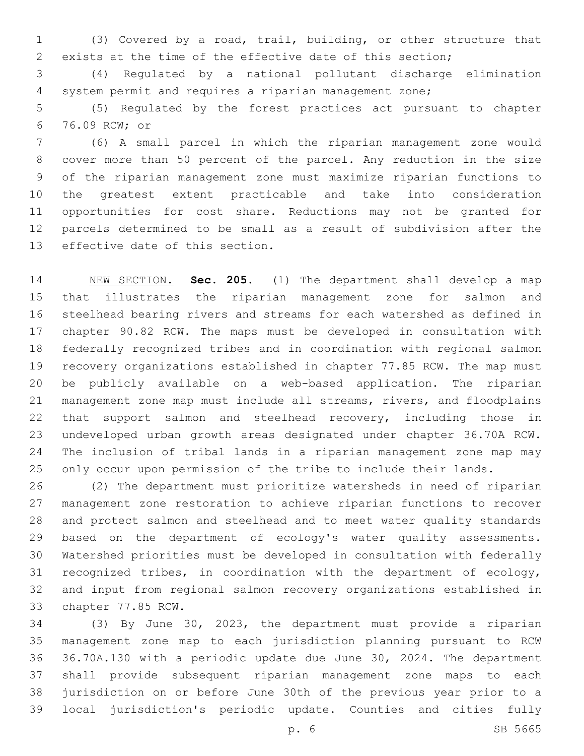(3) Covered by a road, trail, building, or other structure that exists at the time of the effective date of this section;

(4) Regulated by a national pollutant discharge elimination system permit and requires a riparian management zone;

(5) Regulated by the forest practices act pursuant to chapter 76.09 RCW; or

(6) A small parcel in which the riparian management zone would cover more than 50 percent of the parcel. Any reduction in the size of the riparian management zone must maximize riparian functions to the greatest extent practicable and take into consideration opportunities for cost share. Reductions may not be granted for parcels determined to be small as a result of subdivision after the effective date of this section.

NEW SECTION. **Sec. 205.** (1) The department shall develop a map that illustrates the riparian management zone for salmon and steelhead bearing rivers and streams for each watershed as defined in chapter 90.82 RCW. The maps must be developed in consultation with federally recognized tribes and in coordination with regional salmon recovery organizations established in chapter 77.85 RCW. The map must be publicly available on a web-based application. The riparian management zone map must include all streams, rivers, and floodplains that support salmon and steelhead recovery, including those in undeveloped urban growth areas designated under chapter 36.70A RCW. The inclusion of tribal lands in a riparian management zone map may only occur upon permission of the tribe to include their lands.

(2) The department must prioritize watersheds in need of riparian management zone restoration to achieve riparian functions to recover and protect salmon and steelhead and to meet water quality standards based on the department of ecology's water quality assessments. Watershed priorities must be developed in consultation with federally recognized tribes, in coordination with the department of ecology, and input from regional salmon recovery organizations established in chapter 77.85 RCW.

(3) By June 30, 2023, the department must provide a riparian management zone map to each jurisdiction planning pursuant to RCW 36.70A.130 with a periodic update due June 30, 2024. The department shall provide subsequent riparian management zone maps to each jurisdiction on or before June 30th of the previous year prior to a local jurisdiction's periodic update. Counties and cities fully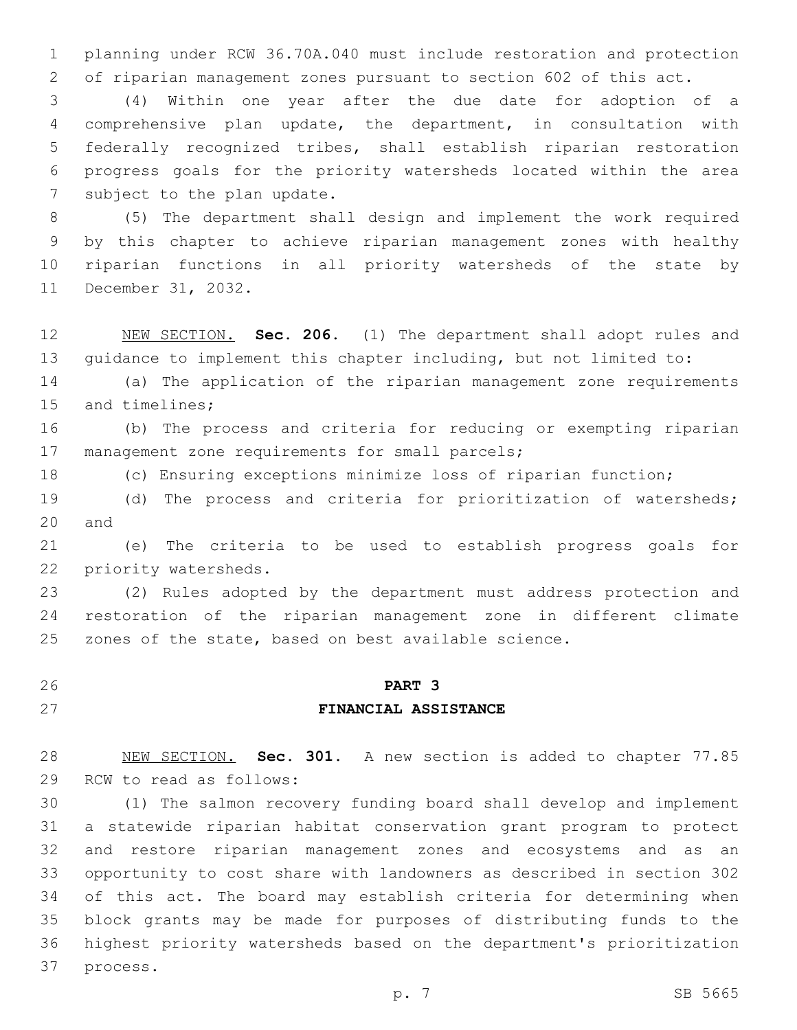planning under RCW 36.70A.040 must include restoration and protection of riparian management zones pursuant to section 602 of this act.

(4) Within one year after the due date for adoption of a comprehensive plan update, the department, in consultation with federally recognized tribes, shall establish riparian restoration progress goals for the priority watersheds located within the area subject to the plan update.

(5) The department shall design and implement the work required by this chapter to achieve riparian management zones with healthy riparian functions in all priority watersheds of the state by December 31, 2032.

NEW SECTION. **Sec. 206.** (1) The department shall adopt rules and guidance to implement this chapter including, but not limited to:

(a) The application of the riparian management zone requirements and timelines;

(b) The process and criteria for reducing or exempting riparian management zone requirements for small parcels;

(c) Ensuring exceptions minimize loss of riparian function;

(d) The process and criteria for prioritization of watersheds; and

(e) The criteria to be used to establish progress goals for priority watersheds.

(2) Rules adopted by the department must address protection and restoration of the riparian management zone in different climate zones of the state, based on best available science.

## PART 3

## FINANCIAL ASSISTANCE

NEW SECTION. **Sec. 301.** A new section is added to chapter 77.85 RCW to read as follows:

(1) The salmon recovery funding board shall develop and implement a statewide riparian habitat conservation grant program to protect and restore riparian management zones and ecosystems and as an opportunity to cost share with landowners as described in section 302 of this act. The board may establish criteria for determining when block grants may be made for purposes of distributing funds to the highest priority watersheds based on the department's prioritization process.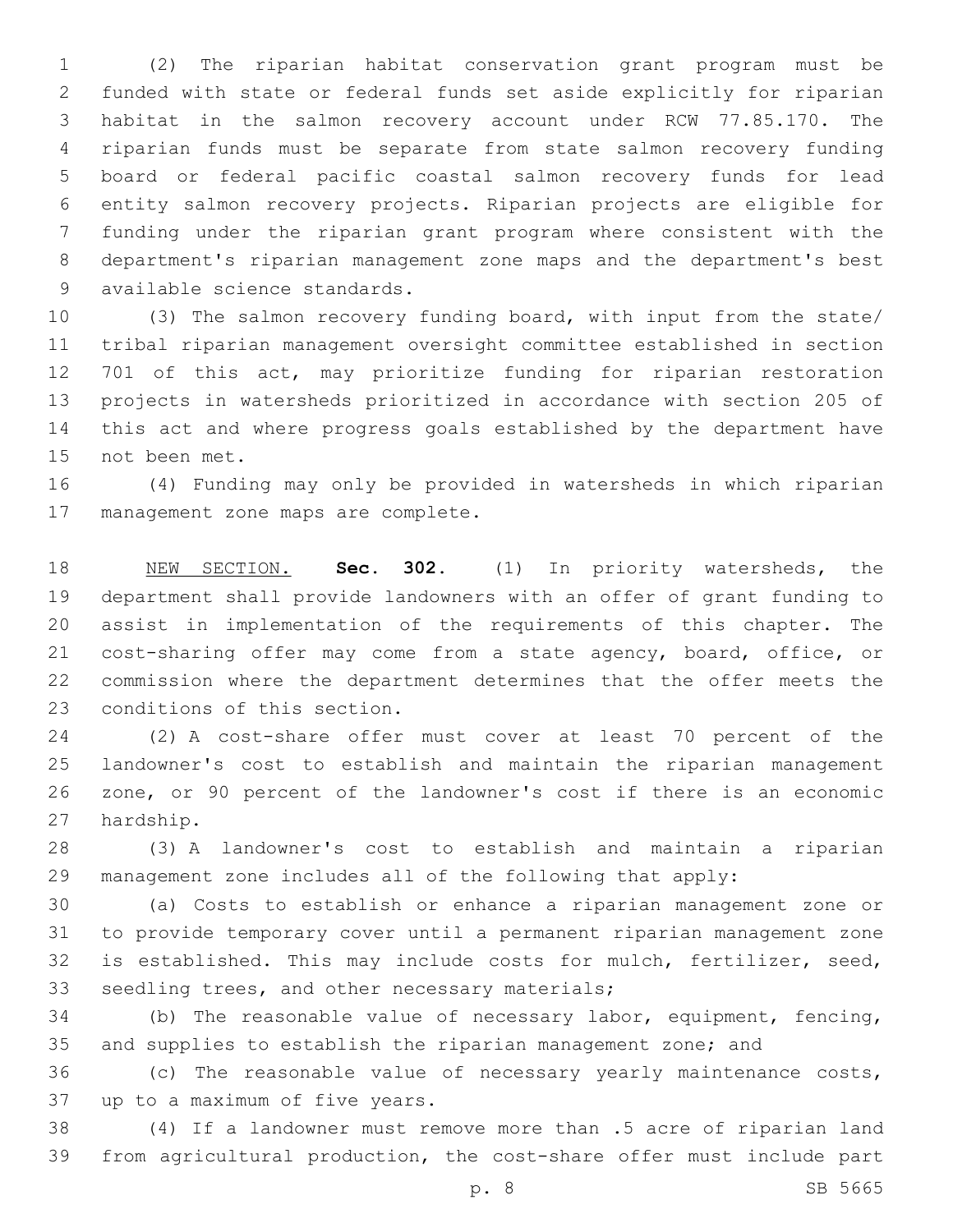(2) The riparian habitat conservation grant program must be funded with state or federal funds set aside explicitly for riparian habitat in the salmon recovery account under RCW 77.85.170. The riparian funds must be separate from state salmon recovery funding board or federal pacific coastal salmon recovery funds for lead entity salmon recovery projects. Riparian projects are eligible for funding under the riparian grant program where consistent with the department's riparian management zone maps and the department's best available science standards.

(3) The salmon recovery funding board, with input from the state/tribal riparian management oversight committee established in section 701 of this act, may prioritize funding for riparian restoration projects in watersheds prioritized in accordance with section 205 of this act and where progress goals established by the department have not been met.

(4) Funding may only be provided in watersheds in which riparian management zone maps are complete.

NEW SECTION. **Sec. 302.** (1) In priority watersheds, the department shall provide landowners with an offer of grant funding to assist in implementation of the requirements of this chapter. The cost-sharing offer may come from a state agency, board, office, or commission where the department determines that the offer meets the conditions of this section.

(2) A cost-share offer must cover at least 70 percent of the landowner's cost to establish and maintain the riparian management zone, or 90 percent of the landowner's cost if there is an economic hardship.

(3) A landowner's cost to establish and maintain a riparian management zone includes all of the following that apply:

(a) Costs to establish or enhance a riparian management zone or to provide temporary cover until a permanent riparian management zone is established. This may include costs for mulch, fertilizer, seed, seedling trees, and other necessary materials;

(b) The reasonable value of necessary labor, equipment, fencing, and supplies to establish the riparian management zone; and

(c) The reasonable value of necessary yearly maintenance costs, up to a maximum of five years.

(4) If a landowner must remove more than .5 acre of riparian land from agricultural production, the cost-share offer must include part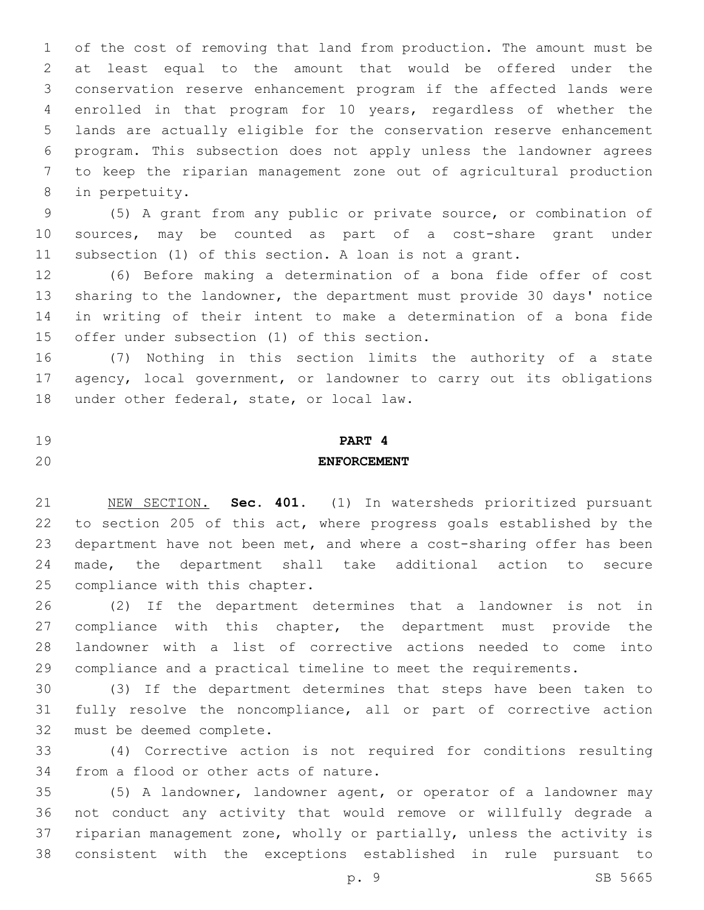of the cost of removing that land from production. The amount must be at least equal to the amount that would be offered under the conservation reserve enhancement program if the affected lands were enrolled in that program for 10 years, regardless of whether the lands are actually eligible for the conservation reserve enhancement program. This subsection does not apply unless the landowner agrees to keep the riparian management zone out of agricultural production in perpetuity.

(5) A grant from any public or private source, or combination of sources, may be counted as part of a cost-share grant under subsection (1) of this section. A loan is not a grant.

(6) Before making a determination of a bona fide offer of cost sharing to the landowner, the department must provide 30 days' notice in writing of their intent to make a determination of a bona fide offer under subsection (1) of this section.

(7) Nothing in this section limits the authority of a state agency, local government, or landowner to carry out its obligations under other federal, state, or local law.

## PART 4
## ENFORCEMENT

NEW SECTION. **Sec. 401.** (1) In watersheds prioritized pursuant to section 205 of this act, where progress goals established by the department have not been met, and where a cost-sharing offer has been made, the department shall take additional action to secure compliance with this chapter.

(2) If the department determines that a landowner is not in compliance with this chapter, the department must provide the landowner with a list of corrective actions needed to come into compliance and a practical timeline to meet the requirements.

(3) If the department determines that steps have been taken to fully resolve the noncompliance, all or part of corrective action must be deemed complete.

(4) Corrective action is not required for conditions resulting from a flood or other acts of nature.

(5) A landowner, landowner agent, or operator of a landowner may not conduct any activity that would remove or willfully degrade a riparian management zone, wholly or partially, unless the activity is consistent with the exceptions established in rule pursuant to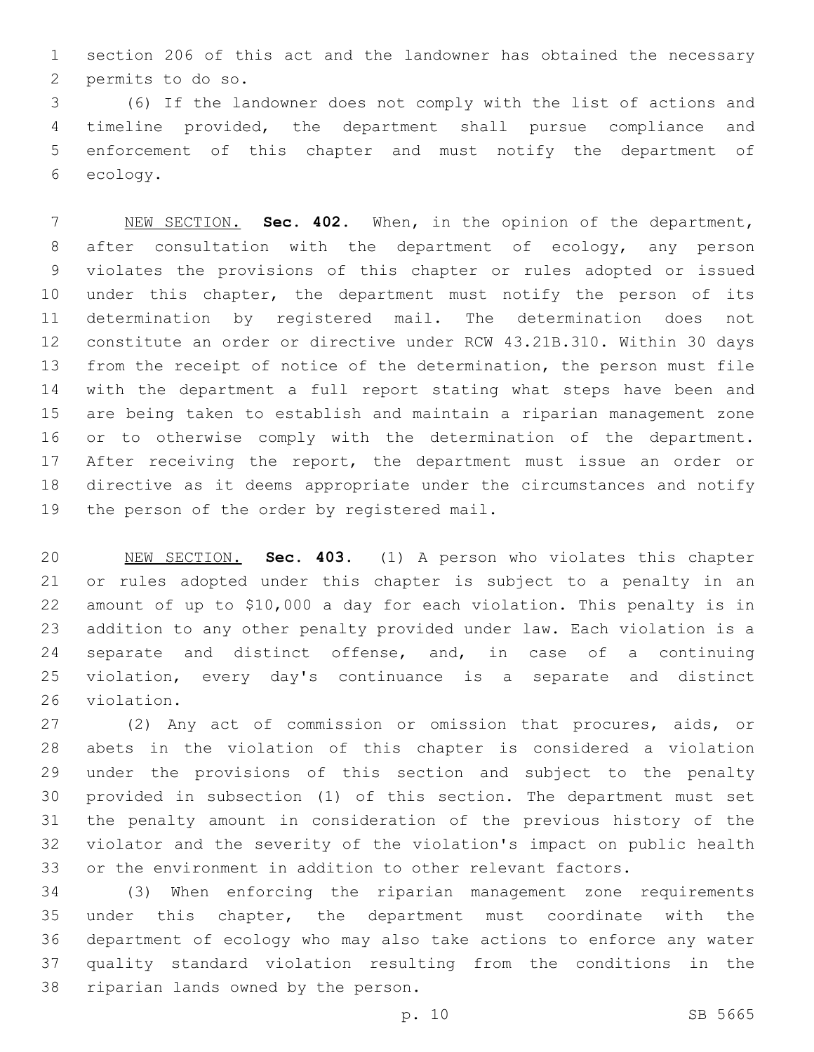section 206 of this act and the landowner has obtained the necessary permits to do so.

(6) If the landowner does not comply with the list of actions and timeline provided, the department shall pursue compliance and enforcement of this chapter and must notify the department of ecology.

NEW SECTION. **Sec. 402.** When, in the opinion of the department, after consultation with the department of ecology, any person violates the provisions of this chapter or rules adopted or issued under this chapter, the department must notify the person of its determination by registered mail. The determination does not constitute an order or directive under RCW 43.21B.310. Within 30 days from the receipt of notice of the determination, the person must file with the department a full report stating what steps have been and are being taken to establish and maintain a riparian management zone or to otherwise comply with the determination of the department. After receiving the report, the department must issue an order or directive as it deems appropriate under the circumstances and notify the person of the order by registered mail.

NEW SECTION. **Sec. 403.** (1) A person who violates this chapter or rules adopted under this chapter is subject to a penalty in an amount of up to $10,000 a day for each violation. This penalty is in addition to any other penalty provided under law. Each violation is a separate and distinct offense, and, in case of a continuing violation, every day's continuance is a separate and distinct violation.

(2) Any act of commission or omission that procures, aids, or abets in the violation of this chapter is considered a violation under the provisions of this section and subject to the penalty provided in subsection (1) of this section. The department must set the penalty amount in consideration of the previous history of the violator and the severity of the violation's impact on public health or the environment in addition to other relevant factors.

(3) When enforcing the riparian management zone requirements under this chapter, the department must coordinate with the department of ecology who may also take actions to enforce any water quality standard violation resulting from the conditions in the riparian lands owned by the person.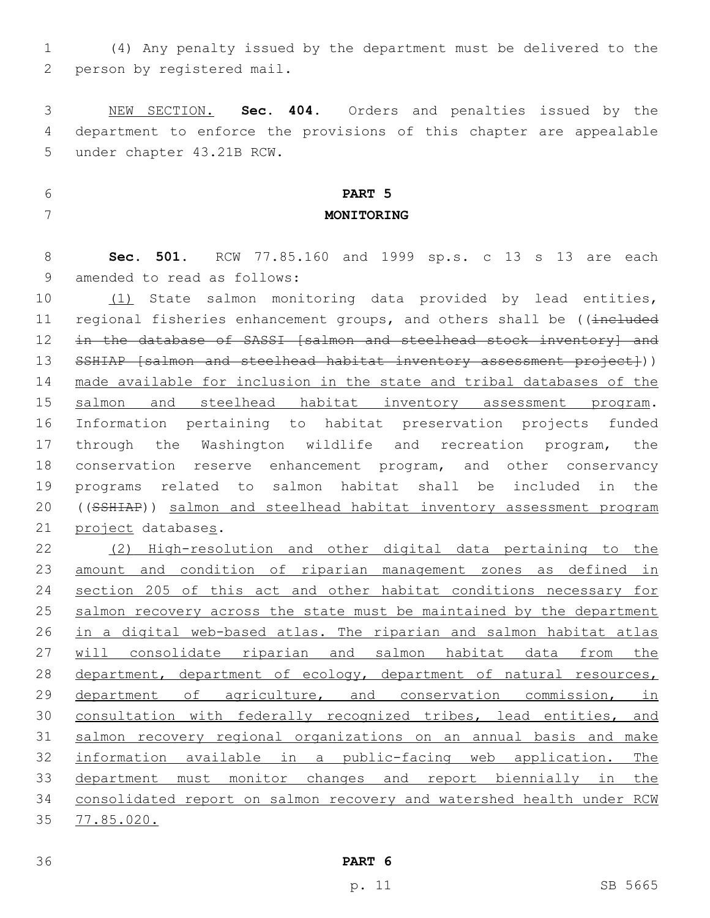(4) Any penalty issued by the department must be delivered to the person by registered mail.

NEW SECTION. **Sec. 404.** Orders and penalties issued by the department to enforce the provisions of this chapter are appealable under chapter 43.21B RCW.

**PART 5**

**MONITORING**

**Sec. 501.** RCW 77.85.160 and 1999 sp.s. c 13 s 13 are each amended to read as follows:

(1) State salmon monitoring data provided by lead entities, regional fisheries enhancement groups, and others shall be ((~~included in the database of SASSI [salmon and steelhead stock inventory] and SSHIAP [salmon and steelhead habitat inventory assessment project]~~)) made available for inclusion in the state and tribal databases of the salmon and steelhead habitat inventory assessment program. Information pertaining to habitat preservation projects funded through the Washington wildlife and recreation program, the conservation reserve enhancement program, and other conservancy programs related to salmon habitat shall be included in the ((~~SSHIAP~~)) salmon and steelhead habitat inventory assessment program project databases.

(2) High-resolution and other digital data pertaining to the amount and condition of riparian management zones as defined in section 205 of this act and other habitat conditions necessary for salmon recovery across the state must be maintained by the department in a digital web-based atlas. The riparian and salmon habitat atlas will consolidate riparian and salmon habitat data from the department, department of ecology, department of natural resources, department of agriculture, and conservation commission, in consultation with federally recognized tribes, lead entities, and salmon recovery regional organizations on an annual basis and make information available in a public-facing web application. The department must monitor changes and report biennially in the consolidated report on salmon recovery and watershed health under RCW 77.85.020.

**PART 6**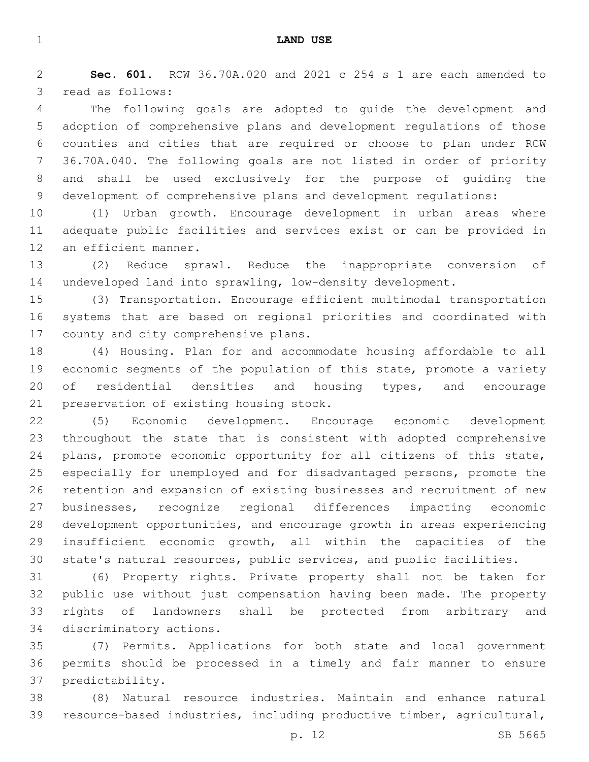**LAND USE**

**Sec. 601.** RCW 36.70A.020 and 2021 c 254 s 1 are each amended to read as follows:

The following goals are adopted to guide the development and adoption of comprehensive plans and development regulations of those counties and cities that are required or choose to plan under RCW 36.70A.040. The following goals are not listed in order of priority and shall be used exclusively for the purpose of guiding the development of comprehensive plans and development regulations:

(1) Urban growth. Encourage development in urban areas where adequate public facilities and services exist or can be provided in an efficient manner.

(2) Reduce sprawl. Reduce the inappropriate conversion of undeveloped land into sprawling, low-density development.

(3) Transportation. Encourage efficient multimodal transportation systems that are based on regional priorities and coordinated with county and city comprehensive plans.

(4) Housing. Plan for and accommodate housing affordable to all economic segments of the population of this state, promote a variety of residential densities and housing types, and encourage preservation of existing housing stock.

(5) Economic development. Encourage economic development throughout the state that is consistent with adopted comprehensive plans, promote economic opportunity for all citizens of this state, especially for unemployed and for disadvantaged persons, promote the retention and expansion of existing businesses and recruitment of new businesses, recognize regional differences impacting economic development opportunities, and encourage growth in areas experiencing insufficient economic growth, all within the capacities of the state's natural resources, public services, and public facilities.

(6) Property rights. Private property shall not be taken for public use without just compensation having been made. The property rights of landowners shall be protected from arbitrary and discriminatory actions.

(7) Permits. Applications for both state and local government permits should be processed in a timely and fair manner to ensure predictability.

(8) Natural resource industries. Maintain and enhance natural resource-based industries, including productive timber, agricultural,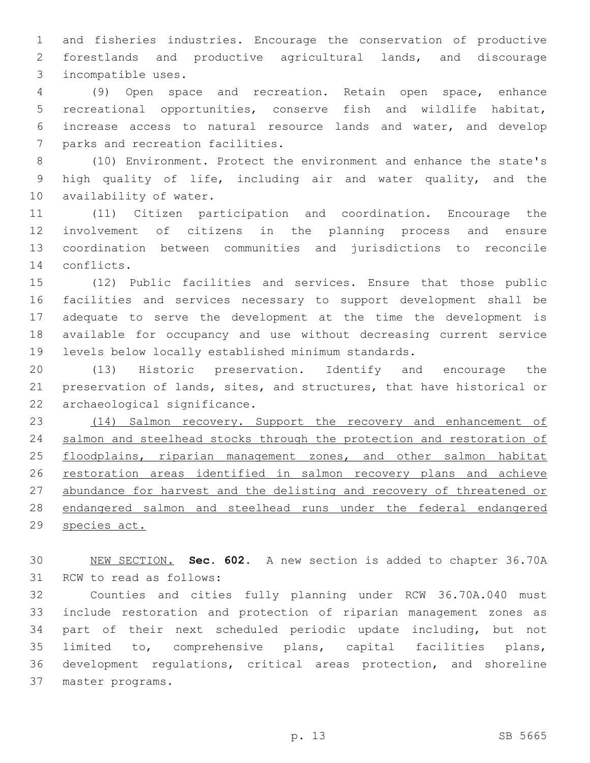and fisheries industries. Encourage the conservation of productive forestlands and productive agricultural lands, and discourage incompatible uses.

(9) Open space and recreation. Retain open space, enhance recreational opportunities, conserve fish and wildlife habitat, increase access to natural resource lands and water, and develop parks and recreation facilities.

(10) Environment. Protect the environment and enhance the state's high quality of life, including air and water quality, and the availability of water.

(11) Citizen participation and coordination. Encourage the involvement of citizens in the planning process and ensure coordination between communities and jurisdictions to reconcile conflicts.

(12) Public facilities and services. Ensure that those public facilities and services necessary to support development shall be adequate to serve the development at the time the development is available for occupancy and use without decreasing current service levels below locally established minimum standards.

(13) Historic preservation. Identify and encourage the preservation of lands, sites, and structures, that have historical or archaeological significance.

<u>(14) Salmon recovery. Support the recovery and enhancement of salmon and steelhead stocks through the protection and restoration of floodplains, riparian management zones, and other salmon habitat restoration areas identified in salmon recovery plans and achieve abundance for harvest and the delisting and recovery of threatened or endangered salmon and steelhead runs under the federal endangered species act.</u>

<u>NEW SECTION.</u> **Sec. 602.** A new section is added to chapter 36.70A RCW to read as follows:

Counties and cities fully planning under RCW 36.70A.040 must include restoration and protection of riparian management zones as part of their next scheduled periodic update including, but not limited to, comprehensive plans, capital facilities plans, development regulations, critical areas protection, and shoreline master programs.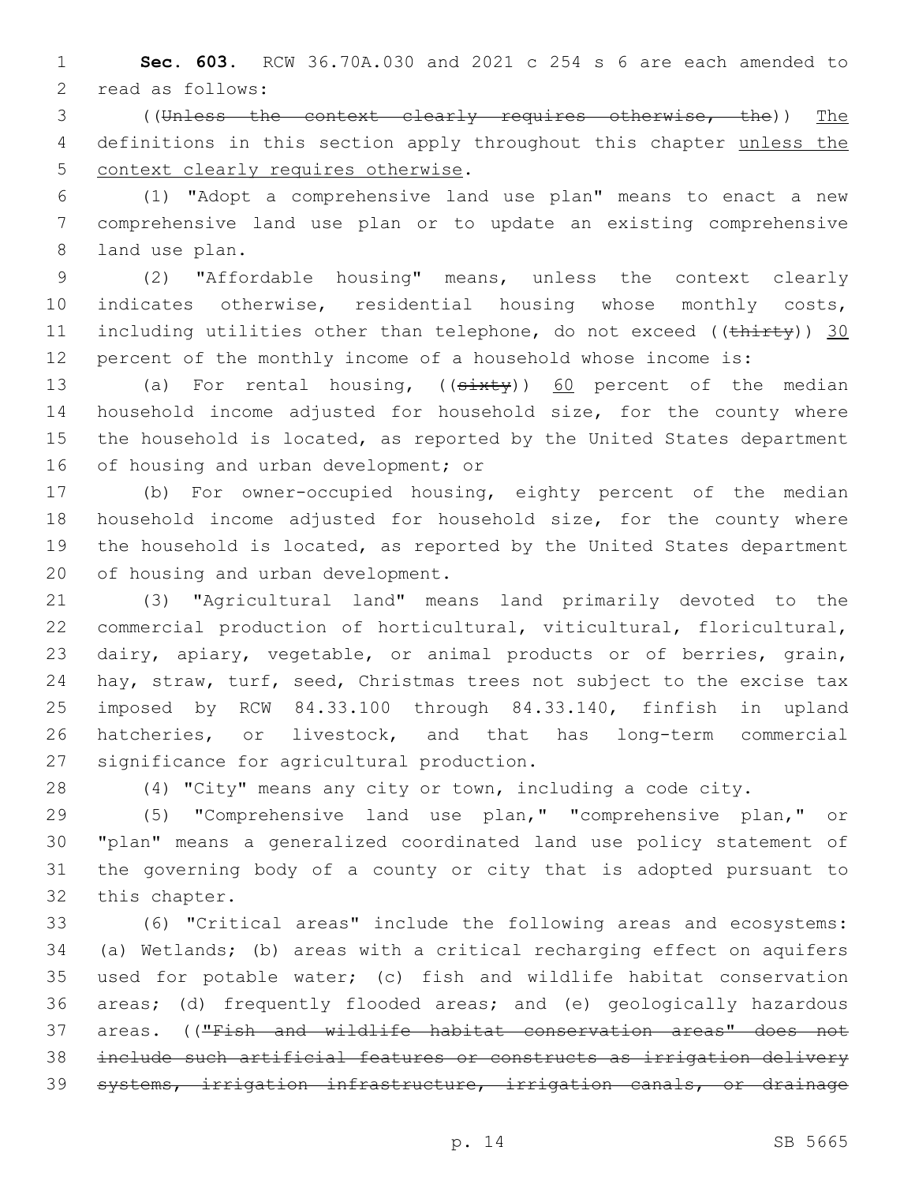**Sec. 603.** RCW 36.70A.030 and 2021 c 254 s 6 are each amended to read as follows:

((~~Unless the context clearly requires otherwise, the~~)) The definitions in this section apply throughout this chapter unless the context clearly requires otherwise.

(1) "Adopt a comprehensive land use plan" means to enact a new comprehensive land use plan or to update an existing comprehensive land use plan.

(2) "Affordable housing" means, unless the context clearly indicates otherwise, residential housing whose monthly costs, including utilities other than telephone, do not exceed ((~~thirty~~)) 30 percent of the monthly income of a household whose income is:

(a) For rental housing, ((~~sixty~~)) 60 percent of the median household income adjusted for household size, for the county where the household is located, as reported by the United States department of housing and urban development; or

(b) For owner-occupied housing, eighty percent of the median household income adjusted for household size, for the county where the household is located, as reported by the United States department of housing and urban development.

(3) "Agricultural land" means land primarily devoted to the commercial production of horticultural, viticultural, floricultural, dairy, apiary, vegetable, or animal products or of berries, grain, hay, straw, turf, seed, Christmas trees not subject to the excise tax imposed by RCW 84.33.100 through 84.33.140, finfish in upland hatcheries, or livestock, and that has long-term commercial significance for agricultural production.

(4) "City" means any city or town, including a code city.

(5) "Comprehensive land use plan," "comprehensive plan," or "plan" means a generalized coordinated land use policy statement of the governing body of a county or city that is adopted pursuant to this chapter.

(6) "Critical areas" include the following areas and ecosystems: (a) Wetlands; (b) areas with a critical recharging effect on aquifers used for potable water; (c) fish and wildlife habitat conservation areas; (d) frequently flooded areas; and (e) geologically hazardous areas. ((~~"Fish and wildlife habitat conservation areas" does not include such artificial features or constructs as irrigation delivery systems, irrigation infrastructure, irrigation canals, or drainage~~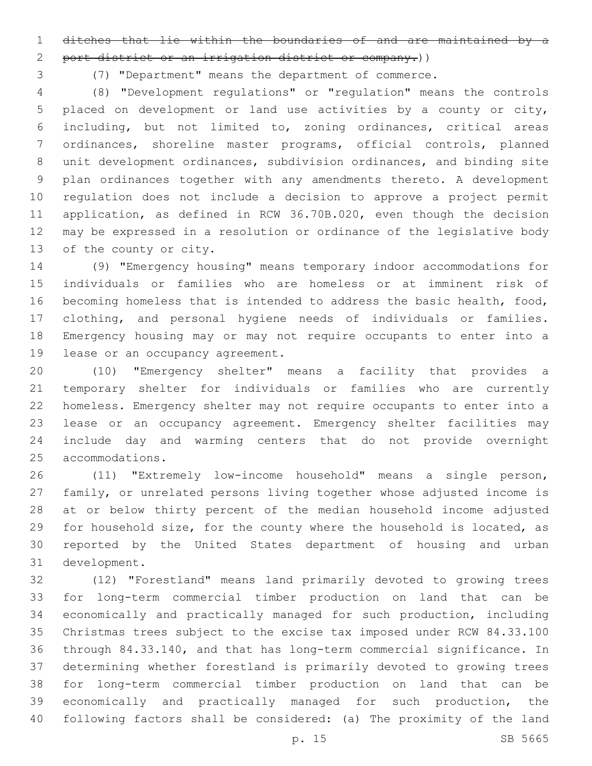~~ditches that lie within the boundaries of and are maintained by a port district or an irrigation district or company.~~))

(7) "Department" means the department of commerce.

(8) "Development regulations" or "regulation" means the controls placed on development or land use activities by a county or city, including, but not limited to, zoning ordinances, critical areas ordinances, shoreline master programs, official controls, planned unit development ordinances, subdivision ordinances, and binding site plan ordinances together with any amendments thereto. A development regulation does not include a decision to approve a project permit application, as defined in RCW 36.70B.020, even though the decision may be expressed in a resolution or ordinance of the legislative body of the county or city.

(9) "Emergency housing" means temporary indoor accommodations for individuals or families who are homeless or at imminent risk of becoming homeless that is intended to address the basic health, food, clothing, and personal hygiene needs of individuals or families. Emergency housing may or may not require occupants to enter into a lease or an occupancy agreement.

(10) "Emergency shelter" means a facility that provides a temporary shelter for individuals or families who are currently homeless. Emergency shelter may not require occupants to enter into a lease or an occupancy agreement. Emergency shelter facilities may include day and warming centers that do not provide overnight accommodations.

(11) "Extremely low-income household" means a single person, family, or unrelated persons living together whose adjusted income is at or below thirty percent of the median household income adjusted for household size, for the county where the household is located, as reported by the United States department of housing and urban development.

(12) "Forestland" means land primarily devoted to growing trees for long-term commercial timber production on land that can be economically and practically managed for such production, including Christmas trees subject to the excise tax imposed under RCW 84.33.100 through 84.33.140, and that has long-term commercial significance. In determining whether forestland is primarily devoted to growing trees for long-term commercial timber production on land that can be economically and practically managed for such production, the following factors shall be considered: (a) The proximity of the land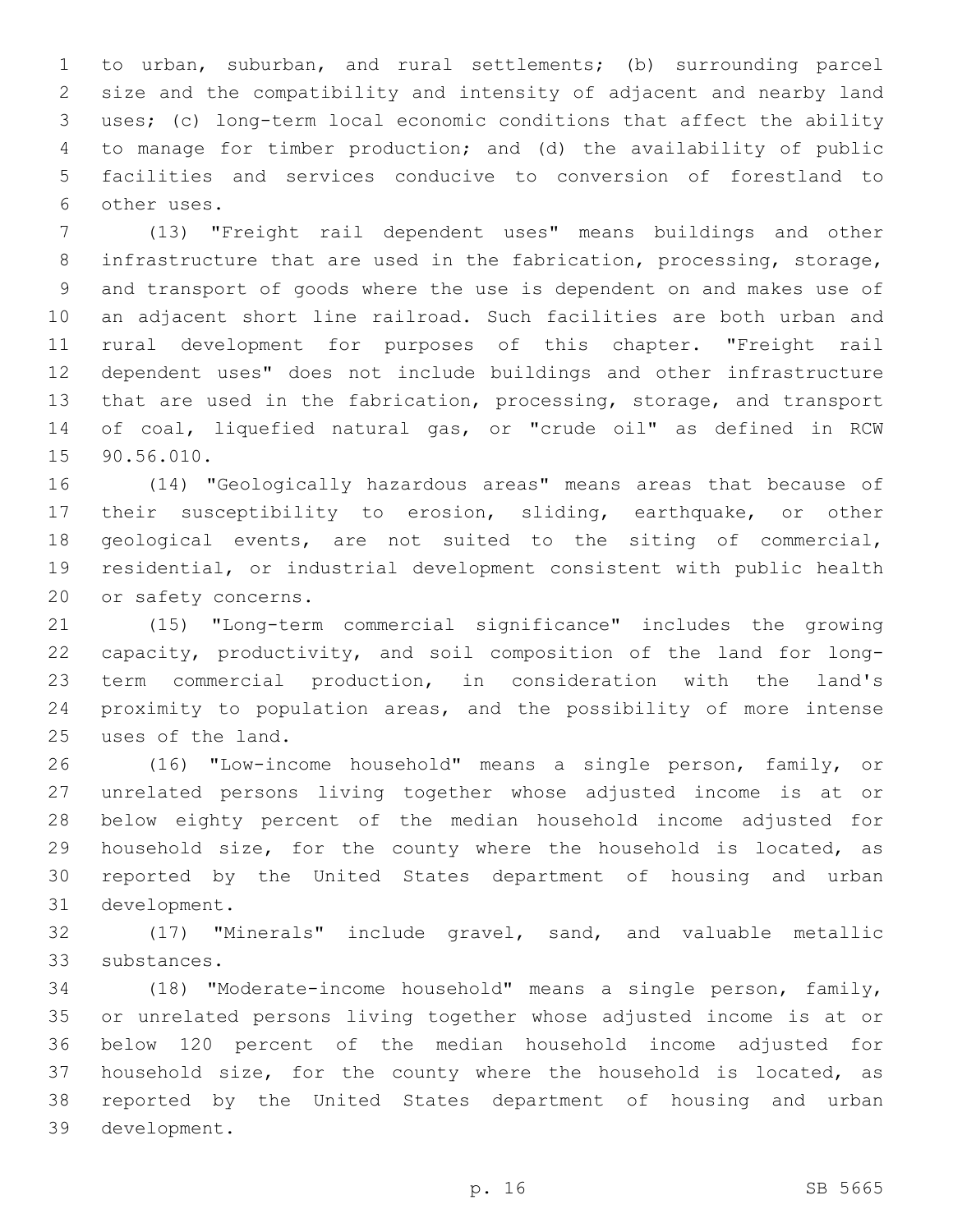to urban, suburban, and rural settlements; (b) surrounding parcel size and the compatibility and intensity of adjacent and nearby land uses; (c) long-term local economic conditions that affect the ability to manage for timber production; and (d) the availability of public facilities and services conducive to conversion of forestland to other uses.

(13) "Freight rail dependent uses" means buildings and other infrastructure that are used in the fabrication, processing, storage, and transport of goods where the use is dependent on and makes use of an adjacent short line railroad. Such facilities are both urban and rural development for purposes of this chapter. "Freight rail dependent uses" does not include buildings and other infrastructure that are used in the fabrication, processing, storage, and transport of coal, liquefied natural gas, or "crude oil" as defined in RCW 90.56.010.

(14) "Geologically hazardous areas" means areas that because of their susceptibility to erosion, sliding, earthquake, or other geological events, are not suited to the siting of commercial, residential, or industrial development consistent with public health or safety concerns.

(15) "Long-term commercial significance" includes the growing capacity, productivity, and soil composition of the land for long-term commercial production, in consideration with the land's proximity to population areas, and the possibility of more intense uses of the land.

(16) "Low-income household" means a single person, family, or unrelated persons living together whose adjusted income is at or below eighty percent of the median household income adjusted for household size, for the county where the household is located, as reported by the United States department of housing and urban development.

(17) "Minerals" include gravel, sand, and valuable metallic substances.

(18) "Moderate-income household" means a single person, family, or unrelated persons living together whose adjusted income is at or below 120 percent of the median household income adjusted for household size, for the county where the household is located, as reported by the United States department of housing and urban development.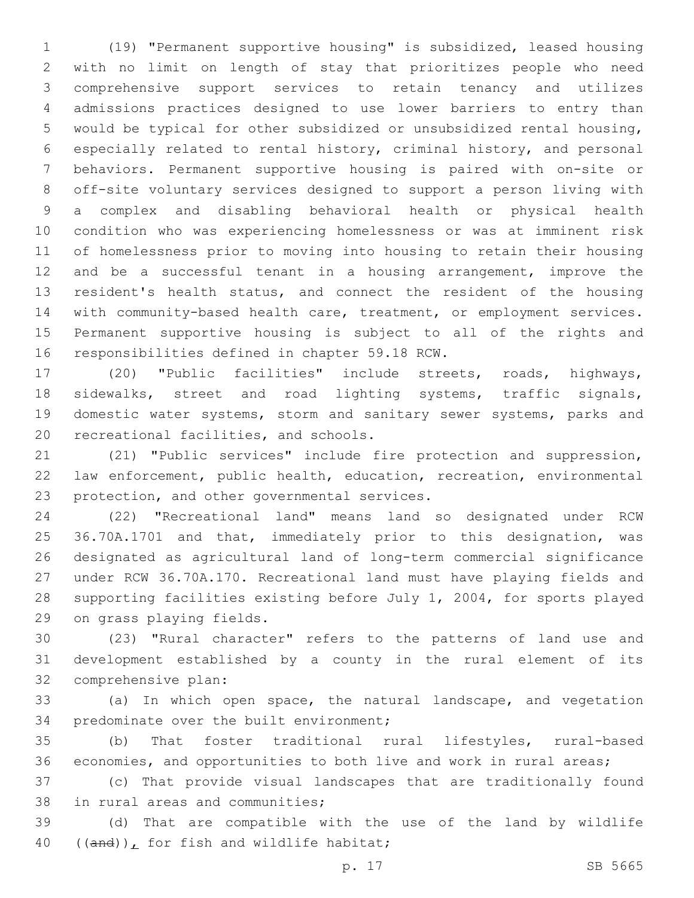(19) "Permanent supportive housing" is subsidized, leased housing with no limit on length of stay that prioritizes people who need comprehensive support services to retain tenancy and utilizes admissions practices designed to use lower barriers to entry than would be typical for other subsidized or unsubsidized rental housing, especially related to rental history, criminal history, and personal behaviors. Permanent supportive housing is paired with on-site or off-site voluntary services designed to support a person living with a complex and disabling behavioral health or physical health condition who was experiencing homelessness or was at imminent risk of homelessness prior to moving into housing to retain their housing and be a successful tenant in a housing arrangement, improve the resident's health status, and connect the resident of the housing with community-based health care, treatment, or employment services. Permanent supportive housing is subject to all of the rights and responsibilities defined in chapter 59.18 RCW.

(20) "Public facilities" include streets, roads, highways, sidewalks, street and road lighting systems, traffic signals, domestic water systems, storm and sanitary sewer systems, parks and recreational facilities, and schools.

(21) "Public services" include fire protection and suppression, law enforcement, public health, education, recreation, environmental protection, and other governmental services.

(22) "Recreational land" means land so designated under RCW 36.70A.1701 and that, immediately prior to this designation, was designated as agricultural land of long-term commercial significance under RCW 36.70A.170. Recreational land must have playing fields and supporting facilities existing before July 1, 2004, for sports played on grass playing fields.

(23) "Rural character" refers to the patterns of land use and development established by a county in the rural element of its comprehensive plan:

(a) In which open space, the natural landscape, and vegetation predominate over the built environment;

(b) That foster traditional rural lifestyles, rural-based economies, and opportunities to both live and work in rural areas;

(c) That provide visual landscapes that are traditionally found in rural areas and communities;

(d) That are compatible with the use of the land by wildlife ((~~and~~)), for fish and wildlife habitat;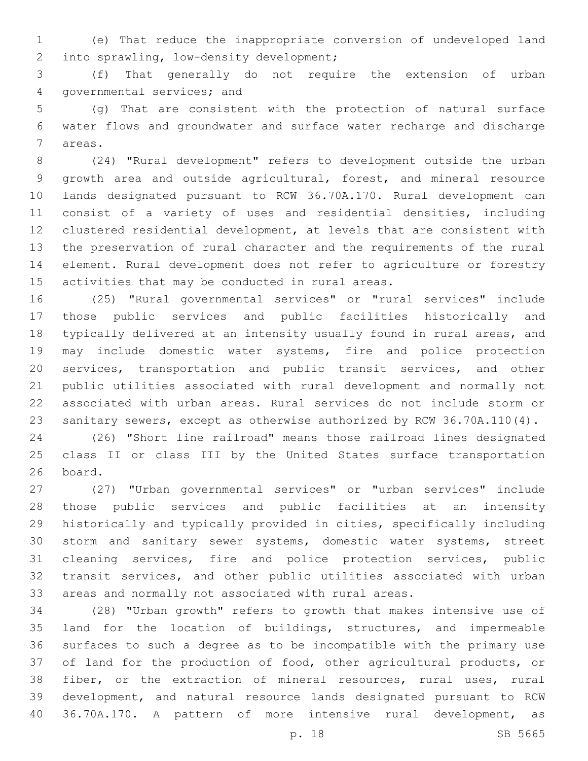(e) That reduce the inappropriate conversion of undeveloped land into sprawling, low-density development;

(f) That generally do not require the extension of urban governmental services; and

(g) That are consistent with the protection of natural surface water flows and groundwater and surface water recharge and discharge areas.

(24) "Rural development" refers to development outside the urban growth area and outside agricultural, forest, and mineral resource lands designated pursuant to RCW 36.70A.170. Rural development can consist of a variety of uses and residential densities, including clustered residential development, at levels that are consistent with the preservation of rural character and the requirements of the rural element. Rural development does not refer to agriculture or forestry activities that may be conducted in rural areas.

(25) "Rural governmental services" or "rural services" include those public services and public facilities historically and typically delivered at an intensity usually found in rural areas, and may include domestic water systems, fire and police protection services, transportation and public transit services, and other public utilities associated with rural development and normally not associated with urban areas. Rural services do not include storm or sanitary sewers, except as otherwise authorized by RCW 36.70A.110(4).

(26) "Short line railroad" means those railroad lines designated class II or class III by the United States surface transportation board.

(27) "Urban governmental services" or "urban services" include those public services and public facilities at an intensity historically and typically provided in cities, specifically including storm and sanitary sewer systems, domestic water systems, street cleaning services, fire and police protection services, public transit services, and other public utilities associated with urban areas and normally not associated with rural areas.

(28) "Urban growth" refers to growth that makes intensive use of land for the location of buildings, structures, and impermeable surfaces to such a degree as to be incompatible with the primary use of land for the production of food, other agricultural products, or fiber, or the extraction of mineral resources, rural uses, rural development, and natural resource lands designated pursuant to RCW 36.70A.170. A pattern of more intensive rural development, as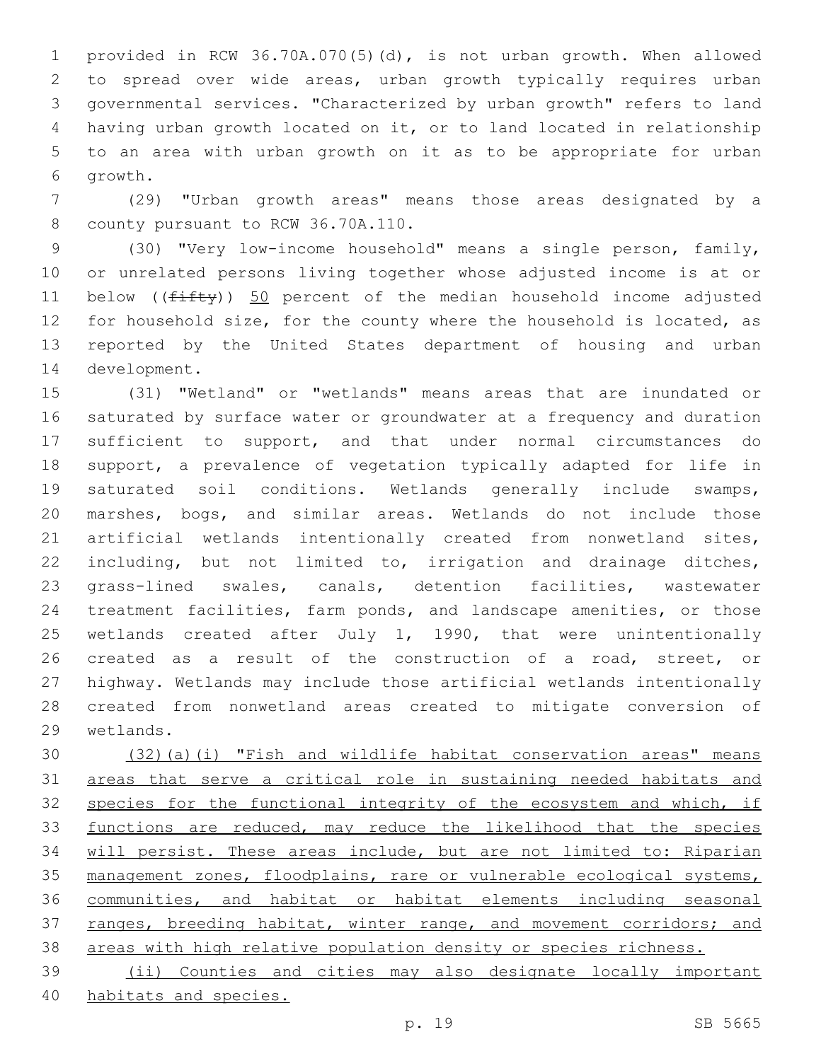provided in RCW 36.70A.070(5)(d), is not urban growth. When allowed to spread over wide areas, urban growth typically requires urban governmental services. "Characterized by urban growth" refers to land having urban growth located on it, or to land located in relationship to an area with urban growth on it as to be appropriate for urban growth.

(29) "Urban growth areas" means those areas designated by a county pursuant to RCW 36.70A.110.

(30) "Very low-income household" means a single person, family, or unrelated persons living together whose adjusted income is at or below ((~~fifty~~)) <u>50</u> percent of the median household income adjusted for household size, for the county where the household is located, as reported by the United States department of housing and urban development.

(31) "Wetland" or "wetlands" means areas that are inundated or saturated by surface water or groundwater at a frequency and duration sufficient to support, and that under normal circumstances do support, a prevalence of vegetation typically adapted for life in saturated soil conditions. Wetlands generally include swamps, marshes, bogs, and similar areas. Wetlands do not include those artificial wetlands intentionally created from nonwetland sites, including, but not limited to, irrigation and drainage ditches, grass-lined swales, canals, detention facilities, wastewater treatment facilities, farm ponds, and landscape amenities, or those wetlands created after July 1, 1990, that were unintentionally created as a result of the construction of a road, street, or highway. Wetlands may include those artificial wetlands intentionally created from nonwetland areas created to mitigate conversion of wetlands.

<u>(32)(a)(i) "Fish and wildlife habitat conservation areas" means areas that serve a critical role in sustaining needed habitats and species for the functional integrity of the ecosystem and which, if functions are reduced, may reduce the likelihood that the species will persist. These areas include, but are not limited to: Riparian management zones, floodplains, rare or vulnerable ecological systems, communities, and habitat or habitat elements including seasonal ranges, breeding habitat, winter range, and movement corridors; and areas with high relative population density or species richness.</u>

<u>(ii) Counties and cities may also designate locally important habitats and species.</u>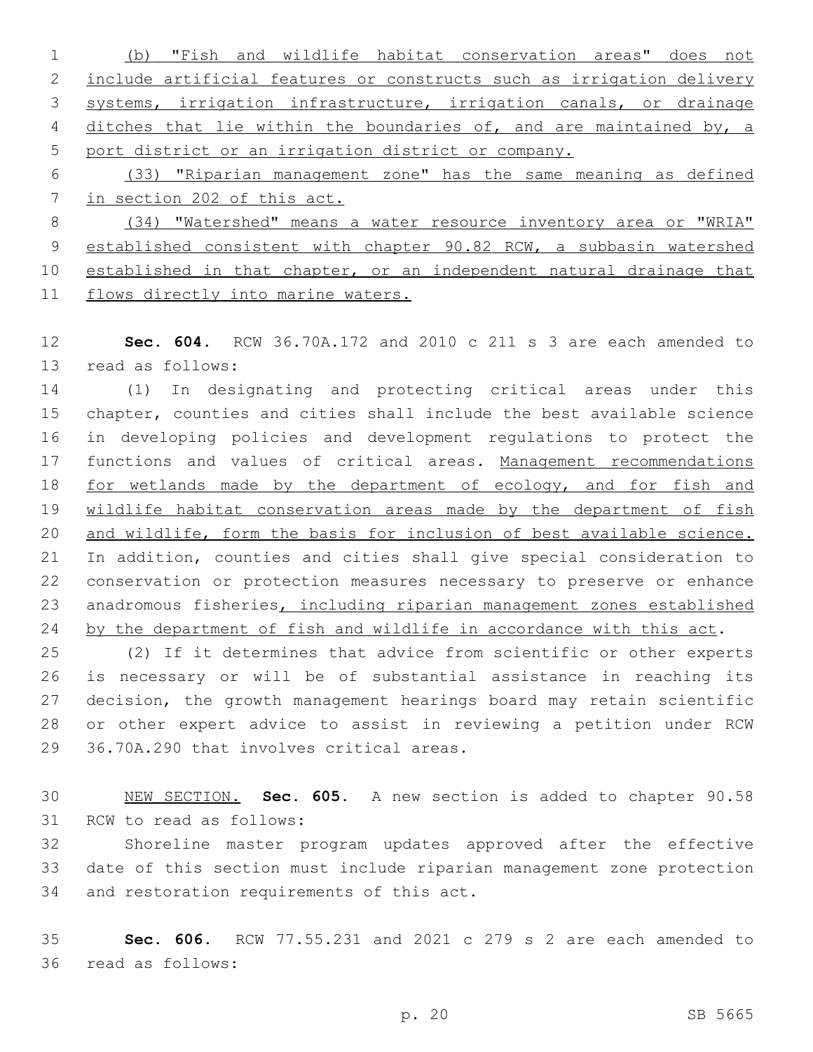(b) "Fish and wildlife habitat conservation areas" does not include artificial features or constructs such as irrigation delivery systems, irrigation infrastructure, irrigation canals, or drainage ditches that lie within the boundaries of, and are maintained by, a port district or an irrigation district or company.

(33) "Riparian management zone" has the same meaning as defined in section 202 of this act.

(34) "Watershed" means a water resource inventory area or "WRIA" established consistent with chapter 90.82 RCW, a subbasin watershed established in that chapter, or an independent natural drainage that flows directly into marine waters.

**Sec. 604.** RCW 36.70A.172 and 2010 c 211 s 3 are each amended to read as follows:

(1) In designating and protecting critical areas under this chapter, counties and cities shall include the best available science in developing policies and development regulations to protect the functions and values of critical areas. Management recommendations for wetlands made by the department of ecology, and for fish and wildlife habitat conservation areas made by the department of fish and wildlife, form the basis for inclusion of best available science. In addition, counties and cities shall give special consideration to conservation or protection measures necessary to preserve or enhance anadromous fisheries, including riparian management zones established by the department of fish and wildlife in accordance with this act.

(2) If it determines that advice from scientific or other experts is necessary or will be of substantial assistance in reaching its decision, the growth management hearings board may retain scientific or other expert advice to assist in reviewing a petition under RCW 36.70A.290 that involves critical areas.

NEW SECTION. **Sec. 605.** A new section is added to chapter 90.58 RCW to read as follows:

Shoreline master program updates approved after the effective date of this section must include riparian management zone protection and restoration requirements of this act.

**Sec. 606.** RCW 77.55.231 and 2021 c 279 s 2 are each amended to read as follows: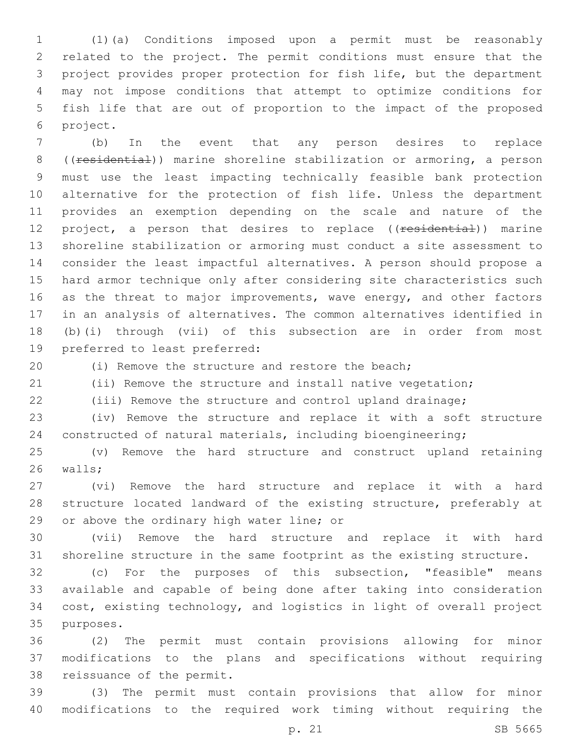(1)(a) Conditions imposed upon a permit must be reasonably related to the project. The permit conditions must ensure that the project provides proper protection for fish life, but the department may not impose conditions that attempt to optimize conditions for fish life that are out of proportion to the impact of the proposed project.

(b) In the event that any person desires to replace ((~~residential~~)) marine shoreline stabilization or armoring, a person must use the least impacting technically feasible bank protection alternative for the protection of fish life. Unless the department provides an exemption depending on the scale and nature of the project, a person that desires to replace ((~~residential~~)) marine shoreline stabilization or armoring must conduct a site assessment to consider the least impactful alternatives. A person should propose a hard armor technique only after considering site characteristics such as the threat to major improvements, wave energy, and other factors in an analysis of alternatives. The common alternatives identified in (b)(i) through (vii) of this subsection are in order from most preferred to least preferred:

(i) Remove the structure and restore the beach;

(ii) Remove the structure and install native vegetation;

(iii) Remove the structure and control upland drainage;

(iv) Remove the structure and replace it with a soft structure constructed of natural materials, including bioengineering;

(v) Remove the hard structure and construct upland retaining walls;

(vi) Remove the hard structure and replace it with a hard structure located landward of the existing structure, preferably at or above the ordinary high water line; or

(vii) Remove the hard structure and replace it with hard shoreline structure in the same footprint as the existing structure.

(c) For the purposes of this subsection, "feasible" means available and capable of being done after taking into consideration cost, existing technology, and logistics in light of overall project purposes.

(2) The permit must contain provisions allowing for minor modifications to the plans and specifications without requiring reissuance of the permit.

(3) The permit must contain provisions that allow for minor modifications to the required work timing without requiring the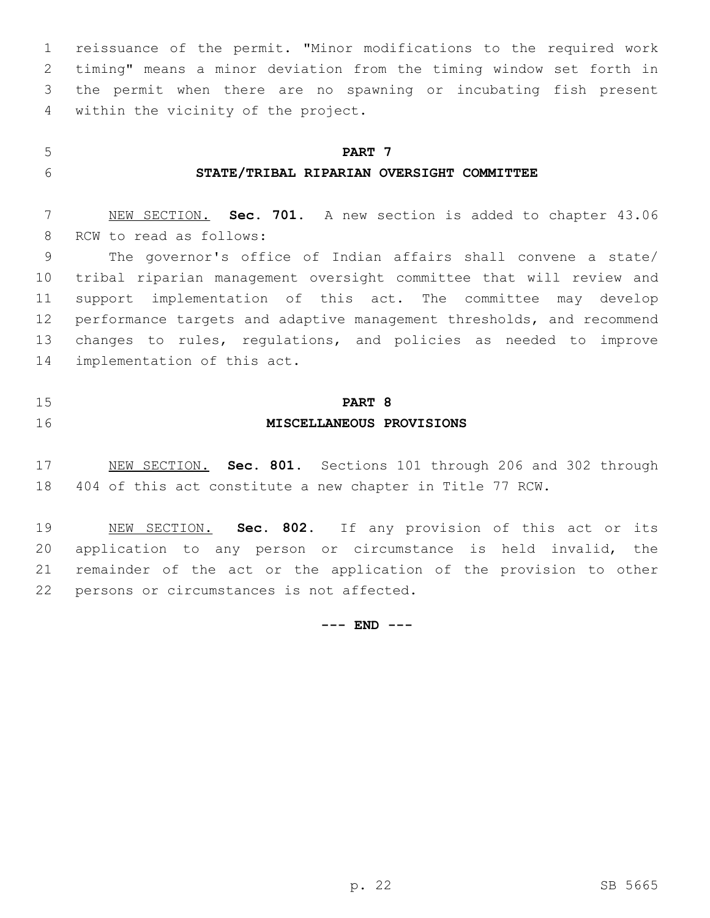reissuance of the permit. "Minor modifications to the required work timing" means a minor deviation from the timing window set forth in the permit when there are no spawning or incubating fish present within the vicinity of the project.

## PART 7

## STATE/TRIBAL RIPARIAN OVERSIGHT COMMITTEE

NEW SECTION. **Sec. 701.** A new section is added to chapter 43.06 RCW to read as follows:

The governor's office of Indian affairs shall convene a state/tribal riparian management oversight committee that will review and support implementation of this act. The committee may develop performance targets and adaptive management thresholds, and recommend changes to rules, regulations, and policies as needed to improve implementation of this act.

## PART 8

## MISCELLANEOUS PROVISIONS

NEW SECTION. **Sec. 801.** Sections 101 through 206 and 302 through 404 of this act constitute a new chapter in Title 77 RCW.

NEW SECTION. **Sec. 802.** If any provision of this act or its application to any person or circumstance is held invalid, the remainder of the act or the application of the provision to other persons or circumstances is not affected.

**--- END ---**